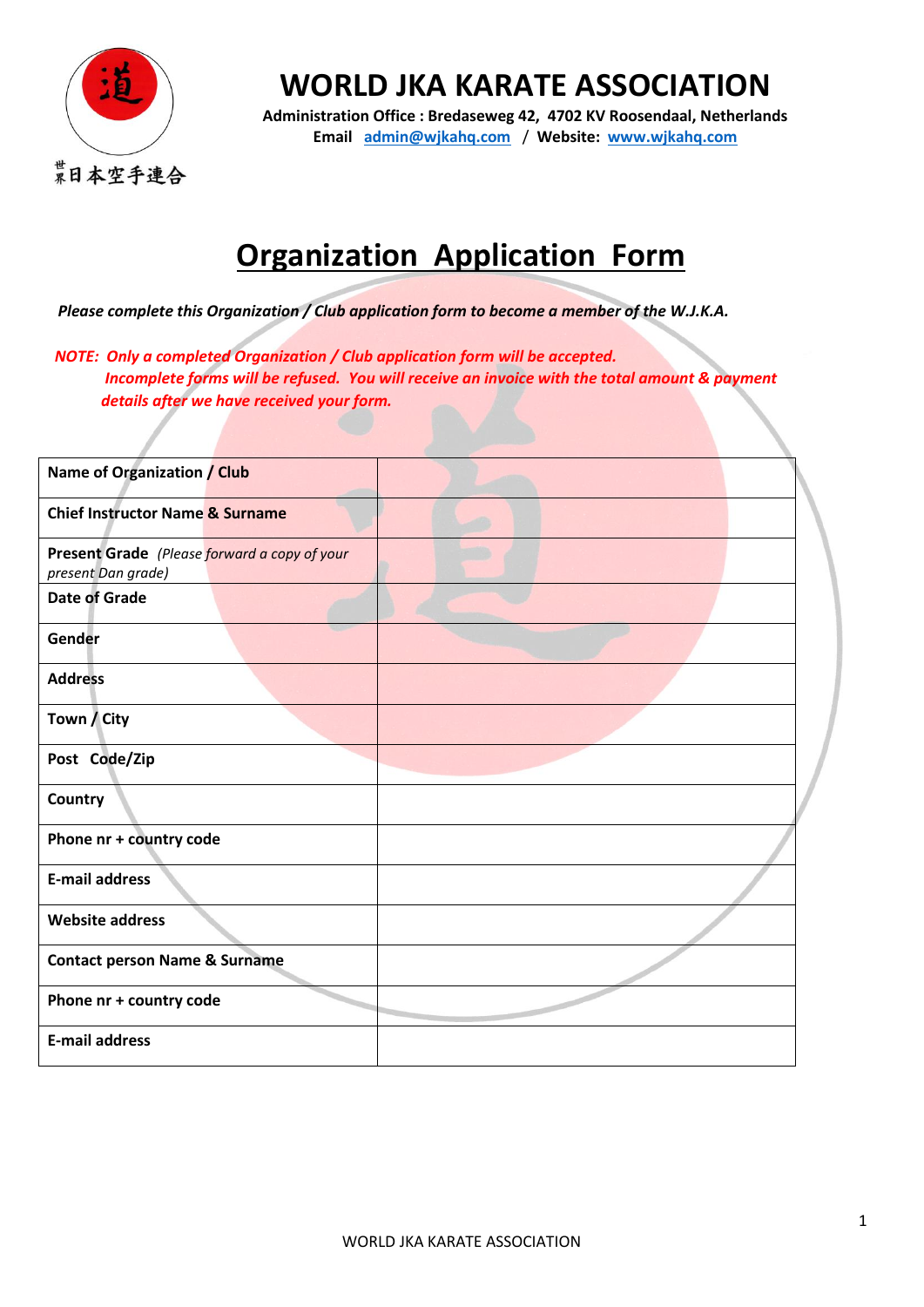世界日本空手連合

# WORLD JKA KARATE ASSOCIATION

**Administration Office : Bredaseweg 42, 4702 KV Roosendaal, Netherlands**
**Email admin@wjkahq.com / Website: www.wjkahq.com**

## Organization Application Form

***Please complete this Organization / Club application form to become a member of the W.J.K.A.***

***NOTE: Only a completed Organization / Club application form will be accepted. Incomplete forms will be refused. You will receive an invoice with the total amount & payment details after we have received your form.***

| | |
|---|---|
| **Name of Organization / Club** | |
| **Chief Instructor Name & Surname** | |
| **Present Grade** *(Please forward a copy of your present Dan grade)* | |
| **Date of Grade** | |
| **Gender** | |
| **Address** | |
| **Town / City** | |
| **Post Code/Zip** | |
| **Country** | |
| **Phone nr + country code** | |
| **E-mail address** | |
| **Website address** | |
| **Contact person Name & Surname** | |
| **Phone nr + country code** | |
| **E-mail address** | |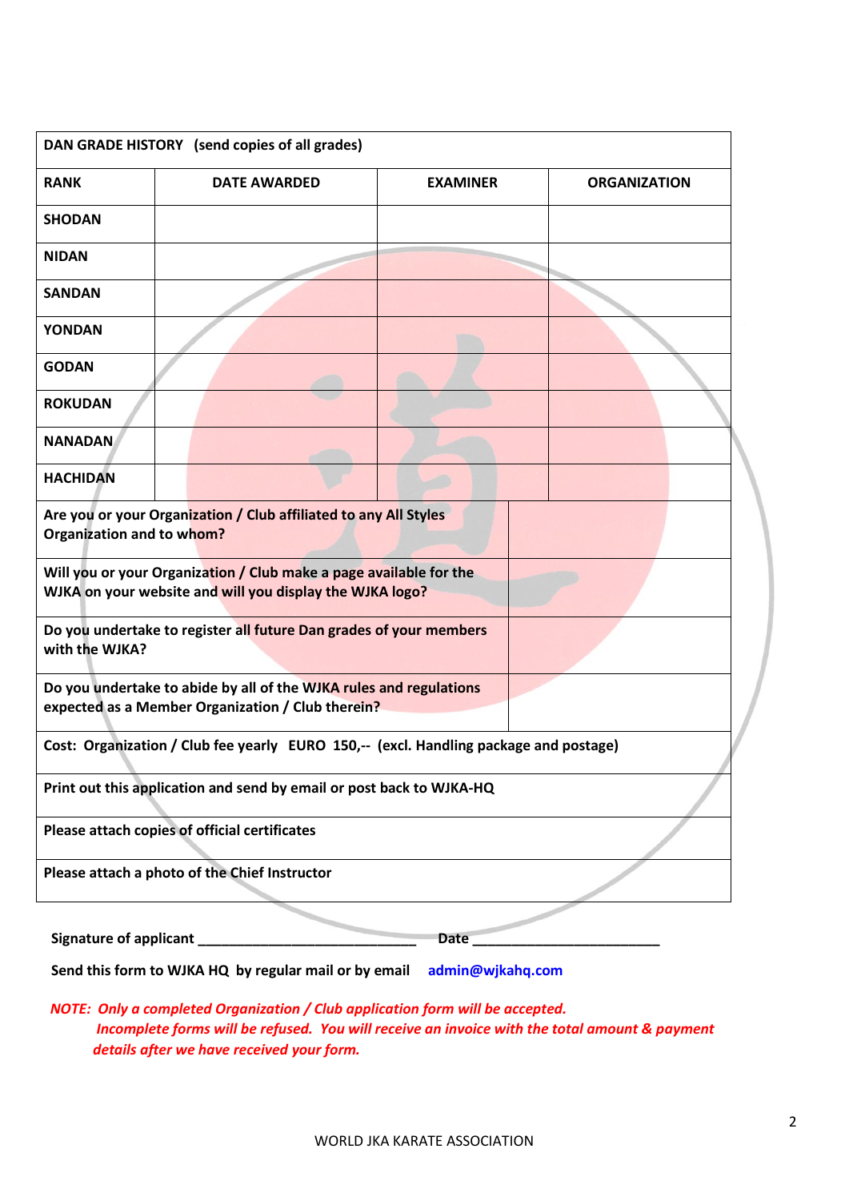| DAN GRADE HISTORY (send copies of all grades) | | | |
|---|---|---|---|
| **RANK** | **DATE AWARDED** | **EXAMINER** | **ORGANIZATION** |
| **SHODAN** | | | |
| **NIDAN** | | | |
| **SANDAN** | | | |
| **YONDAN** | | | |
| **GODAN** | | | |
| **ROKUDAN** | | | |
| **NANADAN** | | | |
| **HACHIDAN** | | | |

| | |
|---|---|
| **Are you or your Organization / Club affiliated to any All Styles Organization and to whom?** | |
| **Will you or your Organization / Club make a page available for the WJKA on your website and will you display the WJKA logo?** | |
| **Do you undertake to register all future Dan grades of your members with the WJKA?** | |
| **Do you undertake to abide by all of the WJKA rules and regulations expected as a Member Organization / Club therein?** | |
| **Cost: Organization / Club fee yearly EURO 150,-- (excl. Handling package and postage)** | |
| **Print out this application and send by email or post back to WJKA-HQ** | |
| **Please attach copies of official certificates** | |
| **Please attach a photo of the Chief Instructor** | |

**Signature of applicant** ____________________________ **Date** __________________________

**Send this form to WJKA HQ by regular mail or by email admin@wjkahq.com**

***NOTE: Only a completed Organization / Club application form will be accepted. Incomplete forms will be refused. You will receive an invoice with the total amount & payment details after we have received your form.***

WORLD JKA KARATE ASSOCIATION